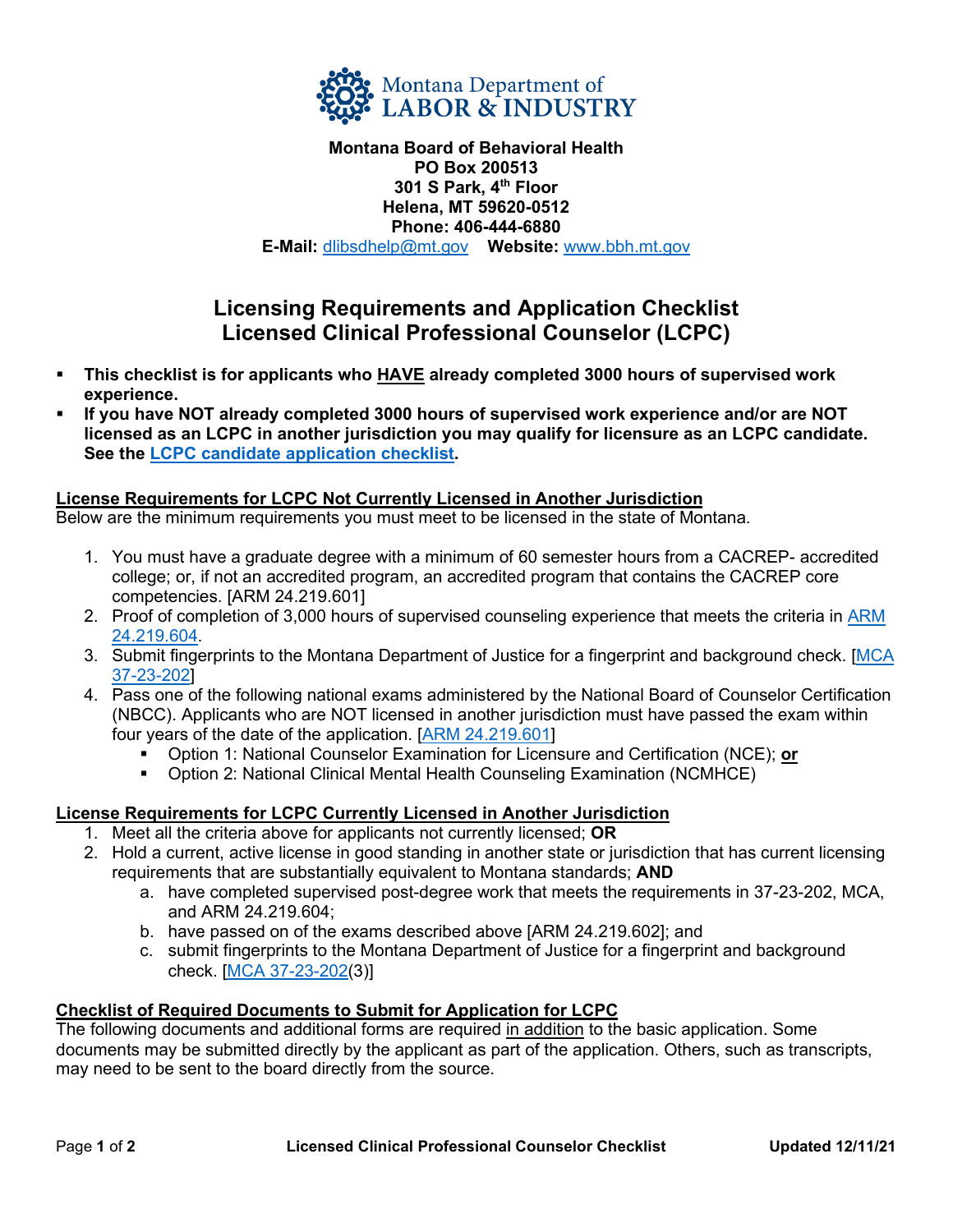Montana Department of LABOR & INDUSTRY

**Montana Board of Behavioral Health**
**PO Box 200513**
**301 S Park, 4th Floor**
**Helena, MT 59620-0512**
**Phone: 406-444-6880**
**E-Mail:** dlibsdhelp@mt.gov **Website:** www.bbh.mt.gov

# Licensing Requirements and Application Checklist
# Licensed Clinical Professional Counselor (LCPC)

- **This checklist is for applicants who HAVE already completed 3000 hours of supervised work experience.**
- **If you have NOT already completed 3000 hours of supervised work experience and/or are NOT licensed as an LCPC in another jurisdiction you may qualify for licensure as an LCPC candidate. See the LCPC candidate application checklist.**

## License Requirements for LCPC Not Currently Licensed in Another Jurisdiction

Below are the minimum requirements you must meet to be licensed in the state of Montana.

1. You must have a graduate degree with a minimum of 60 semester hours from a CACREP- accredited college; or, if not an accredited program, an accredited program that contains the CACREP core competencies. [ARM 24.219.601]
2. Proof of completion of 3,000 hours of supervised counseling experience that meets the criteria in ARM 24.219.604.
3. Submit fingerprints to the Montana Department of Justice for a fingerprint and background check. [MCA 37-23-202]
4. Pass one of the following national exams administered by the National Board of Counselor Certification (NBCC). Applicants who are NOT licensed in another jurisdiction must have passed the exam within four years of the date of the application. [ARM 24.219.601]
   - Option 1: National Counselor Examination for Licensure and Certification (NCE); **or**
   - Option 2: National Clinical Mental Health Counseling Examination (NCMHCE)

## License Requirements for LCPC Currently Licensed in Another Jurisdiction

1. Meet all the criteria above for applicants not currently licensed; **OR**
2. Hold a current, active license in good standing in another state or jurisdiction that has current licensing requirements that are substantially equivalent to Montana standards; **AND**
   a. have completed supervised post-degree work that meets the requirements in 37-23-202, MCA, and ARM 24.219.604;
   b. have passed on of the exams described above [ARM 24.219.602]; and
   c. submit fingerprints to the Montana Department of Justice for a fingerprint and background check. [MCA 37-23-202(3)]

## Checklist of Required Documents to Submit for Application for LCPC

The following documents and additional forms are required in addition to the basic application. Some documents may be submitted directly by the applicant as part of the application. Others, such as transcripts, may need to be sent to the board directly from the source.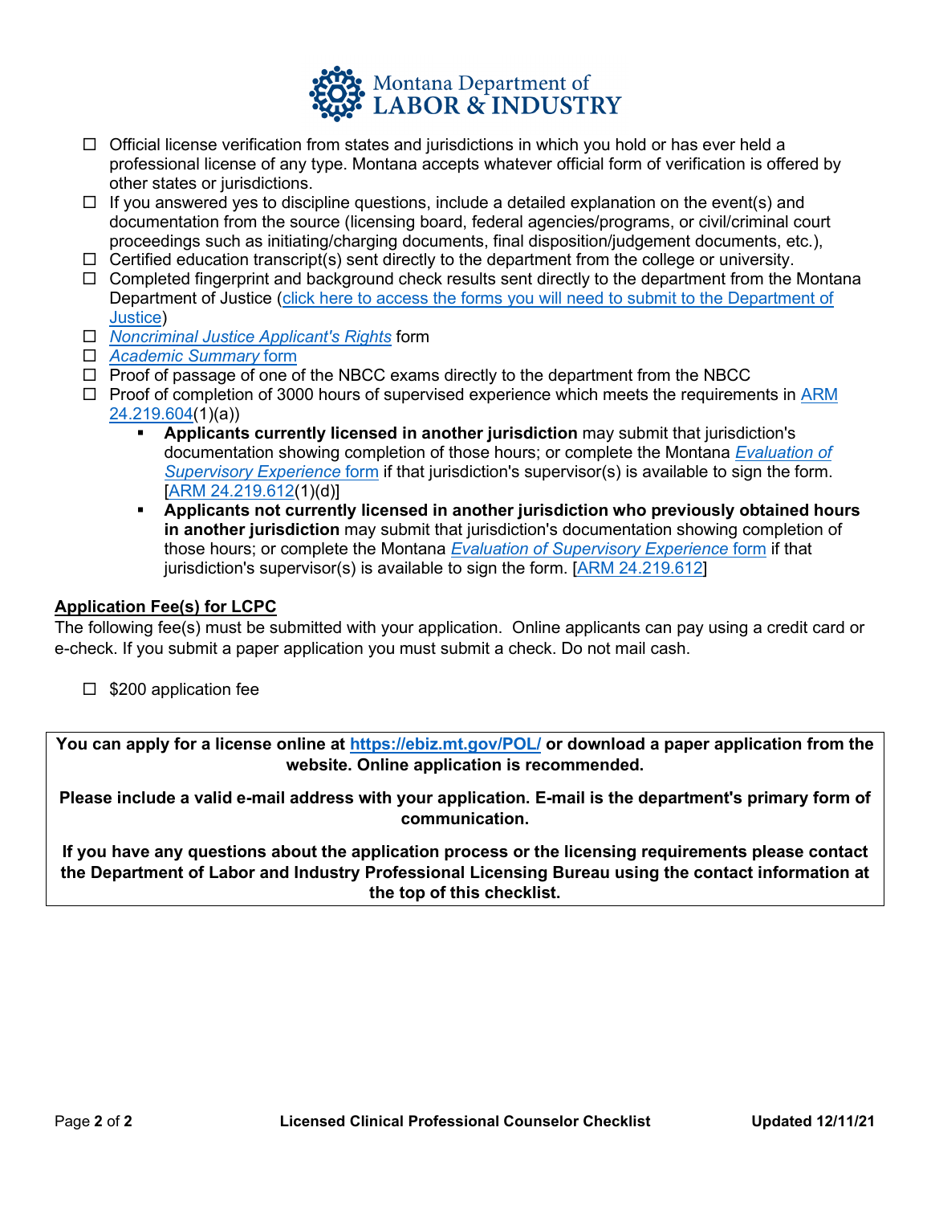- ☐ Official license verification from states and jurisdictions in which you hold or has ever held a professional license of any type. Montana accepts whatever official form of verification is offered by other states or jurisdictions.
- ☐ If you answered yes to discipline questions, include a detailed explanation on the event(s) and documentation from the source (licensing board, federal agencies/programs, or civil/criminal court proceedings such as initiating/charging documents, final disposition/judgement documents, etc.),
- ☐ Certified education transcript(s) sent directly to the department from the college or university.
- ☐ Completed fingerprint and background check results sent directly to the department from the Montana Department of Justice (click here to access the forms you will need to submit to the Department of Justice)
- ☐ *Noncriminal Justice Applicant's Rights* form
- ☐ *Academic Summary* form
- ☐ Proof of passage of one of the NBCC exams directly to the department from the NBCC
- ☐ Proof of completion of 3000 hours of supervised experience which meets the requirements in ARM 24.219.604(1)(a))
  - **Applicants currently licensed in another jurisdiction** may submit that jurisdiction's documentation showing completion of those hours; or complete the Montana *Evaluation of Supervisory Experience* form if that jurisdiction's supervisor(s) is available to sign the form. [ARM 24.219.612(1)(d)]
  - **Applicants not currently licensed in another jurisdiction who previously obtained hours in another jurisdiction** may submit that jurisdiction's documentation showing completion of those hours; or complete the Montana *Evaluation of Supervisory Experience* form if that jurisdiction's supervisor(s) is available to sign the form. [ARM 24.219.612]

## Application Fee(s) for LCPC

The following fee(s) must be submitted with your application. Online applicants can pay using a credit card or e-check. If you submit a paper application you must submit a check. Do not mail cash.

- ☐ $200 application fee

**You can apply for a license online at https://ebiz.mt.gov/POL/ or download a paper application from the website. Online application is recommended.**

**Please include a valid e-mail address with your application. E-mail is the department's primary form of communication.**

**If you have any questions about the application process or the licensing requirements please contact the Department of Labor and Industry Professional Licensing Bureau using the contact information at the top of this checklist.**